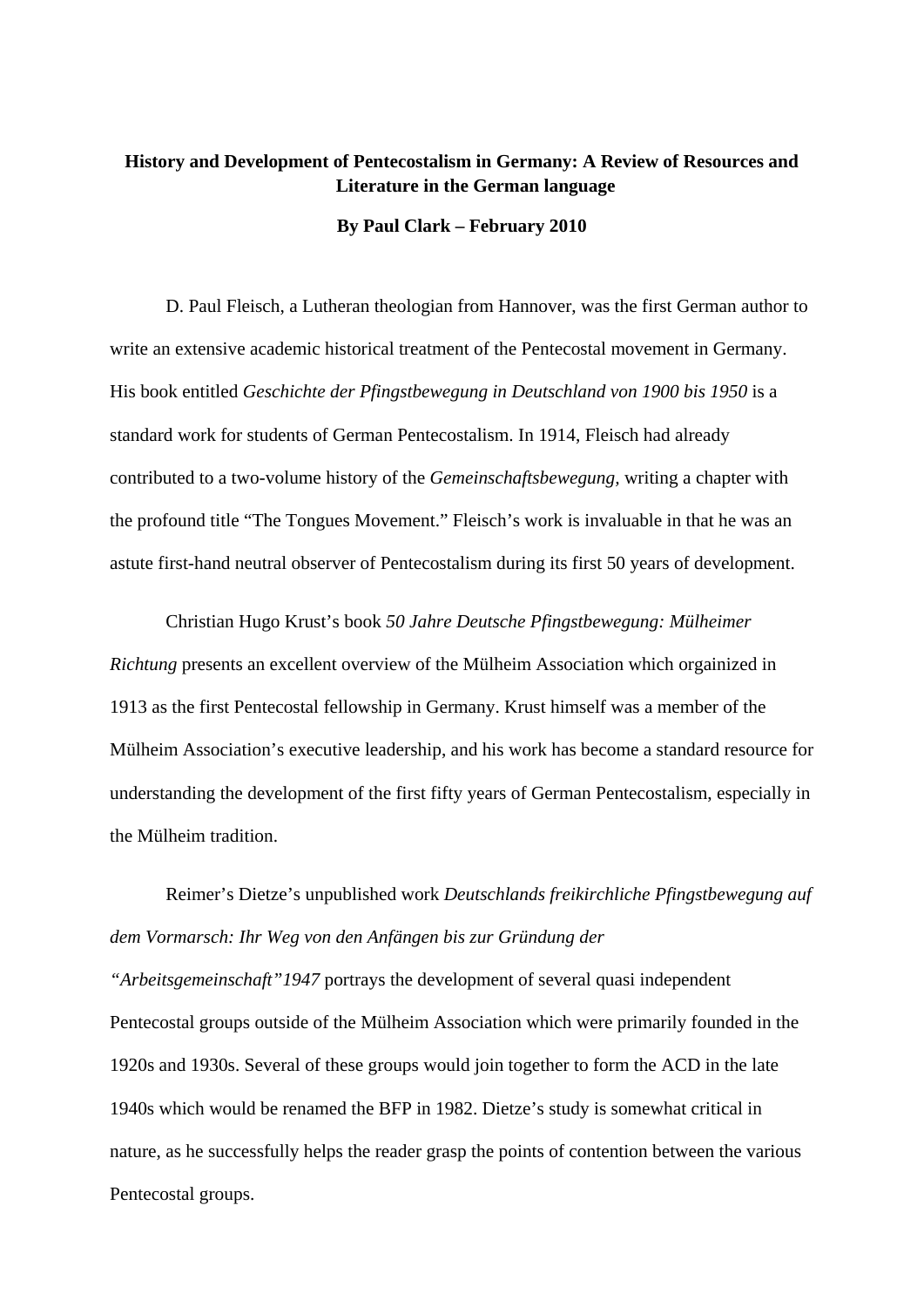**History and Development of Pentecostalism in Germany: A Review of Resources and Literature in the German language**

**By Paul Clark – February 2010**

D. Paul Fleisch, a Lutheran theologian from Hannover, was the first German author to write an extensive academic historical treatment of the Pentecostal movement in Germany. His book entitled *Geschichte der Pfingstbewegung in Deutschland von 1900 bis 1950* is a standard work for students of German Pentecostalism. In 1914, Fleisch had already contributed to a two-volume history of the *Gemeinschaftsbewegung,* writing a chapter with the profound title "The Tongues Movement." Fleisch's work is invaluable in that he was an astute first-hand neutral observer of Pentecostalism during its first 50 years of development.

Christian Hugo Krust's book *50 Jahre Deutsche Pfingstbewegung: Mülheimer Richtung* presents an excellent overview of the Mülheim Association which orgainized in 1913 as the first Pentecostal fellowship in Germany. Krust himself was a member of the Mülheim Association's executive leadership, and his work has become a standard resource for understanding the development of the first fifty years of German Pentecostalism, especially in the Mülheim tradition.

Reimer's Dietze's unpublished work *Deutschlands freikirchliche Pfingstbewegung auf dem Vormarsch: Ihr Weg von den Anfängen bis zur Gründung der "Arbeitsgemeinschaft"1947* portrays the development of several quasi independent Pentecostal groups outside of the Mülheim Association which were primarily founded in the 1920s and 1930s. Several of these groups would join together to form the ACD in the late 1940s which would be renamed the BFP in 1982. Dietze's study is somewhat critical in nature, as he successfully helps the reader grasp the points of contention between the various Pentecostal groups.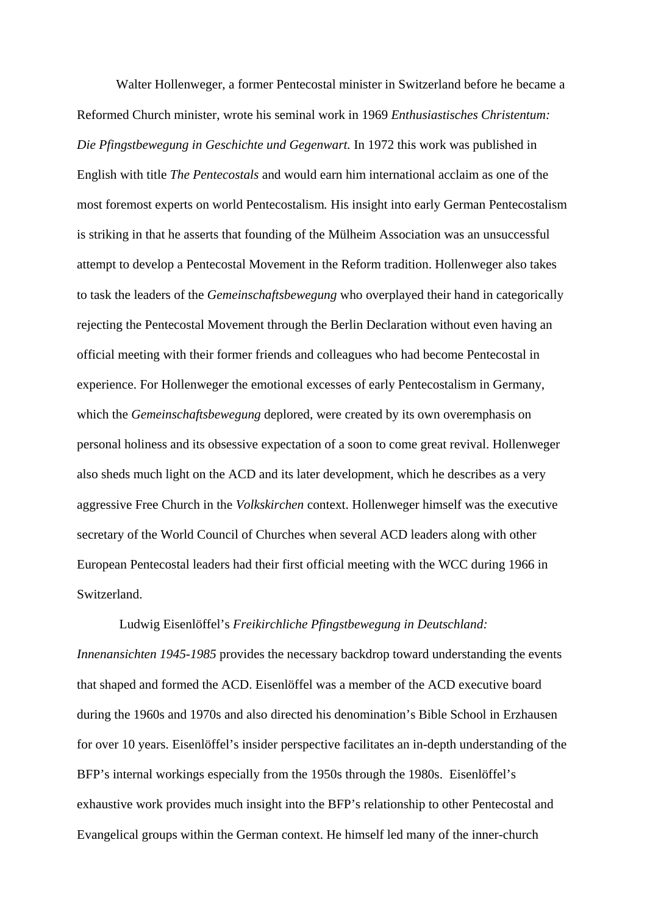Walter Hollenweger, a former Pentecostal minister in Switzerland before he became a Reformed Church minister, wrote his seminal work in 1969 *Enthusiastisches Christentum: Die Pfingstbewegung in Geschichte und Gegenwart.* In 1972 this work was published in English with title *The Pentecostals* and would earn him international acclaim as one of the most foremost experts on world Pentecostalism*.* His insight into early German Pentecostalism is striking in that he asserts that founding of the Mülheim Association was an unsuccessful attempt to develop a Pentecostal Movement in the Reform tradition. Hollenweger also takes to task the leaders of the *Gemeinschaftsbewegung* who overplayed their hand in categorically rejecting the Pentecostal Movement through the Berlin Declaration without even having an official meeting with their former friends and colleagues who had become Pentecostal in experience. For Hollenweger the emotional excesses of early Pentecostalism in Germany, which the *Gemeinschaftsbewegung* deplored, were created by its own overemphasis on personal holiness and its obsessive expectation of a soon to come great revival. Hollenweger also sheds much light on the ACD and its later development, which he describes as a very aggressive Free Church in the *Volkskirchen* context. Hollenweger himself was the executive secretary of the World Council of Churches when several ACD leaders along with other European Pentecostal leaders had their first official meeting with the WCC during 1966 in Switzerland.

Ludwig Eisenlöffel's *Freikirchliche Pfingstbewegung in Deutschland: Innenansichten 1945-1985* provides the necessary backdrop toward understanding the events that shaped and formed the ACD. Eisenlöffel was a member of the ACD executive board during the 1960s and 1970s and also directed his denomination's Bible School in Erzhausen for over 10 years. Eisenlöffel's insider perspective facilitates an in-depth understanding of the BFP's internal workings especially from the 1950s through the 1980s. Eisenlöffel's exhaustive work provides much insight into the BFP's relationship to other Pentecostal and Evangelical groups within the German context. He himself led many of the inner-church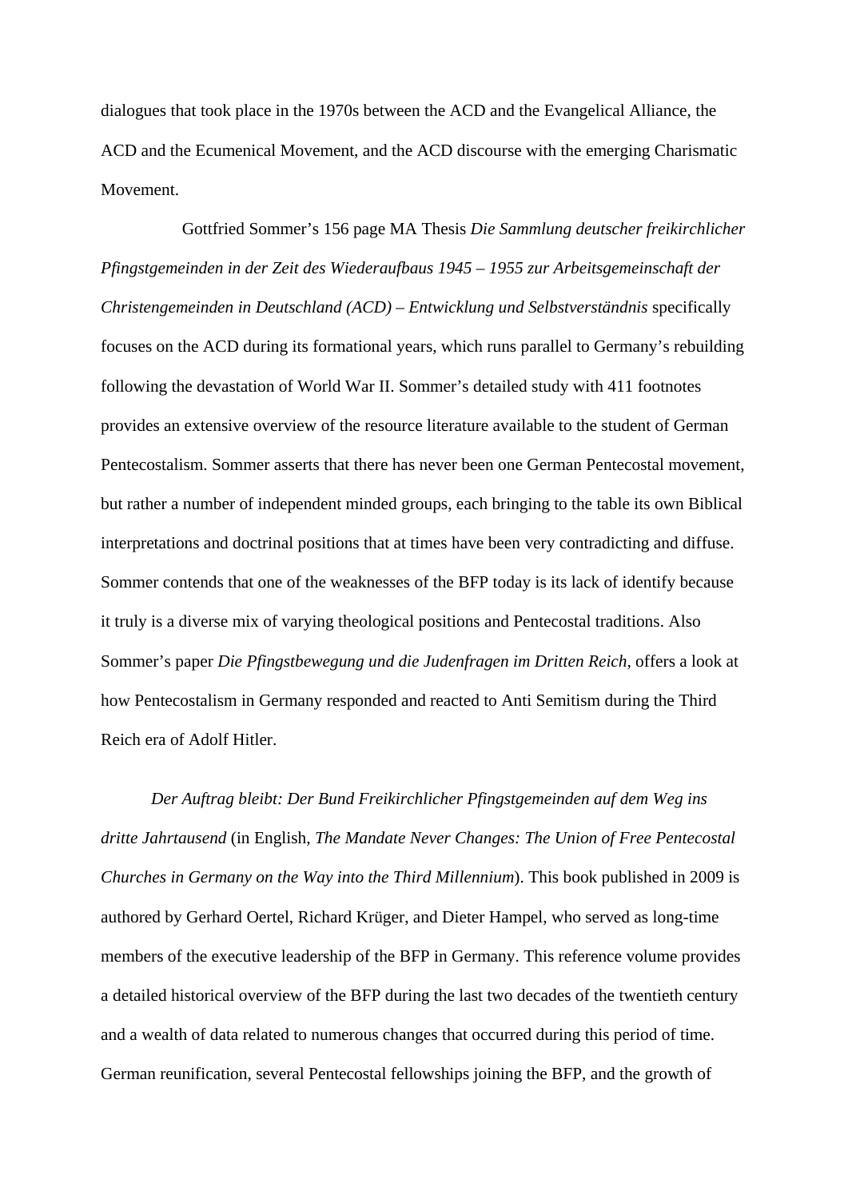dialogues that took place in the 1970s between the ACD and the Evangelical Alliance, the ACD and the Ecumenical Movement, and the ACD discourse with the emerging Charismatic Movement.

Gottfried Sommer's 156 page MA Thesis *Die Sammlung deutscher freikirchlicher Pfingstgemeinden in der Zeit des Wiederaufbaus 1945 – 1955 zur Arbeitsgemeinschaft der Christengemeinden in Deutschland (ACD) – Entwicklung und Selbstverständnis* specifically focuses on the ACD during its formational years, which runs parallel to Germany's rebuilding following the devastation of World War II. Sommer's detailed study with 411 footnotes provides an extensive overview of the resource literature available to the student of German Pentecostalism. Sommer asserts that there has never been one German Pentecostal movement, but rather a number of independent minded groups, each bringing to the table its own Biblical interpretations and doctrinal positions that at times have been very contradicting and diffuse. Sommer contends that one of the weaknesses of the BFP today is its lack of identify because it truly is a diverse mix of varying theological positions and Pentecostal traditions. Also Sommer's paper *Die Pfingstbewegung und die Judenfragen im Dritten Reich*, offers a look at how Pentecostalism in Germany responded and reacted to Anti Semitism during the Third Reich era of Adolf Hitler.

*Der Auftrag bleibt: Der Bund Freikirchlicher Pfingstgemeinden auf dem Weg ins dritte Jahrtausend* (in English, *The Mandate Never Changes: The Union of Free Pentecostal Churches in Germany on the Way into the Third Millennium*). This book published in 2009 is authored by Gerhard Oertel, Richard Krüger, and Dieter Hampel, who served as long-time members of the executive leadership of the BFP in Germany. This reference volume provides a detailed historical overview of the BFP during the last two decades of the twentieth century and a wealth of data related to numerous changes that occurred during this period of time. German reunification, several Pentecostal fellowships joining the BFP, and the growth of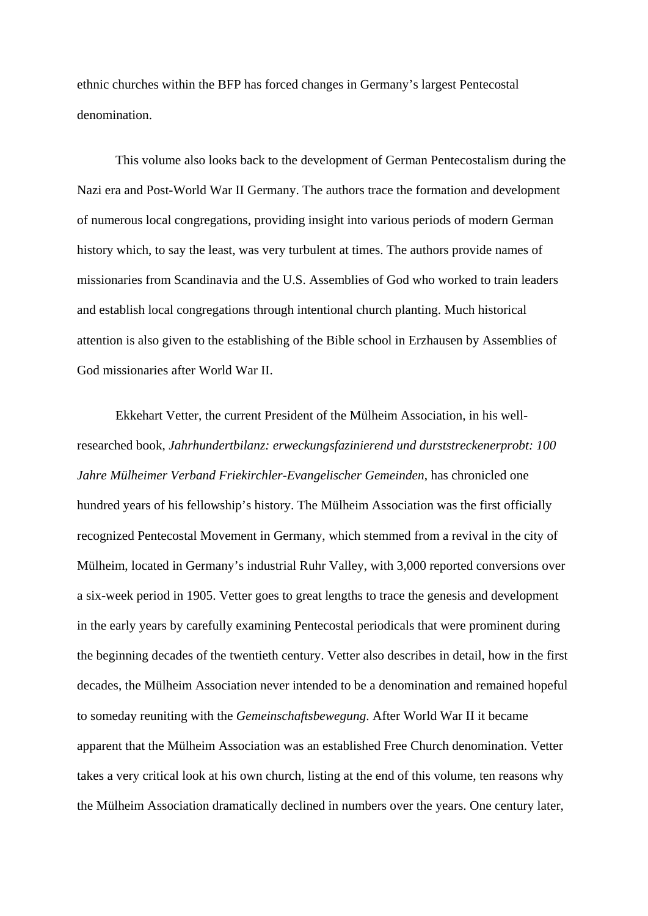ethnic churches within the BFP has forced changes in Germany's largest Pentecostal denomination.

This volume also looks back to the development of German Pentecostalism during the Nazi era and Post-World War II Germany. The authors trace the formation and development of numerous local congregations, providing insight into various periods of modern German history which, to say the least, was very turbulent at times. The authors provide names of missionaries from Scandinavia and the U.S. Assemblies of God who worked to train leaders and establish local congregations through intentional church planting. Much historical attention is also given to the establishing of the Bible school in Erzhausen by Assemblies of God missionaries after World War II.

Ekkehart Vetter, the current President of the Mülheim Association, in his well-researched book, *Jahrhundertbilanz: erweckungsfazinierend und durststreckenerprobt: 100 Jahre Mülheimer Verband Friekirchler-Evangelischer Gemeinden*, has chronicled one hundred years of his fellowship's history. The Mülheim Association was the first officially recognized Pentecostal Movement in Germany, which stemmed from a revival in the city of Mülheim, located in Germany's industrial Ruhr Valley, with 3,000 reported conversions over a six-week period in 1905. Vetter goes to great lengths to trace the genesis and development in the early years by carefully examining Pentecostal periodicals that were prominent during the beginning decades of the twentieth century. Vetter also describes in detail, how in the first decades, the Mülheim Association never intended to be a denomination and remained hopeful to someday reuniting with the *Gemeinschaftsbewegung.* After World War II it became apparent that the Mülheim Association was an established Free Church denomination. Vetter takes a very critical look at his own church, listing at the end of this volume, ten reasons why the Mülheim Association dramatically declined in numbers over the years. One century later,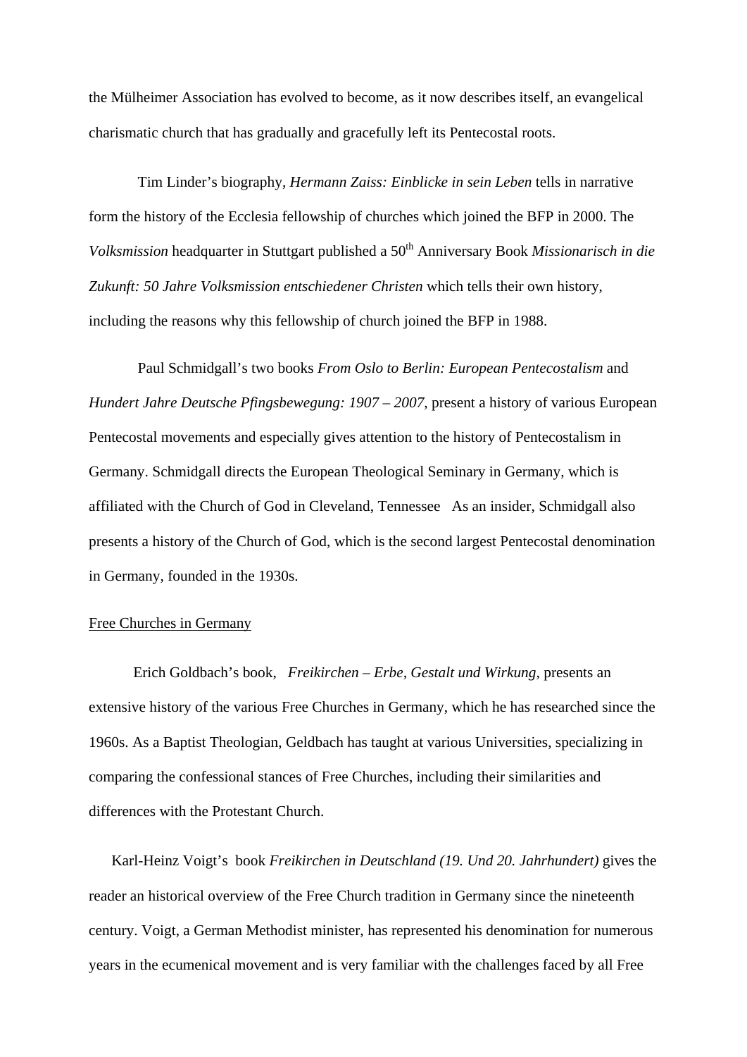the Mülheimer Association has evolved to become, as it now describes itself, an evangelical charismatic church that has gradually and gracefully left its Pentecostal roots.

Tim Linder's biography, *Hermann Zaiss: Einblicke in sein Leben* tells in narrative form the history of the Ecclesia fellowship of churches which joined the BFP in 2000. The *Volksmission* headquarter in Stuttgart published a 50th Anniversary Book *Missionarisch in die Zukunft: 50 Jahre Volksmission entschiedener Christen* which tells their own history, including the reasons why this fellowship of church joined the BFP in 1988.

Paul Schmidgall's two books *From Oslo to Berlin: European Pentecostalism* and *Hundert Jahre Deutsche Pfingsbewegung: 1907 – 2007*, present a history of various European Pentecostal movements and especially gives attention to the history of Pentecostalism in Germany. Schmidgall directs the European Theological Seminary in Germany, which is affiliated with the Church of God in Cleveland, Tennessee   As an insider, Schmidgall also presents a history of the Church of God, which is the second largest Pentecostal denomination in Germany, founded in the 1930s.

<u>Free Churches in Germany</u>

Erich Goldbach's book,   *Freikirchen – Erbe, Gestalt und Wirkung,* presents an extensive history of the various Free Churches in Germany, which he has researched since the 1960s. As a Baptist Theologian, Geldbach has taught at various Universities, specializing in comparing the confessional stances of Free Churches, including their similarities and differences with the Protestant Church.

Karl-Heinz Voigt's  book *Freikirchen in Deutschland (19. Und 20. Jahrhundert)* gives the reader an historical overview of the Free Church tradition in Germany since the nineteenth century. Voigt, a German Methodist minister, has represented his denomination for numerous years in the ecumenical movement and is very familiar with the challenges faced by all Free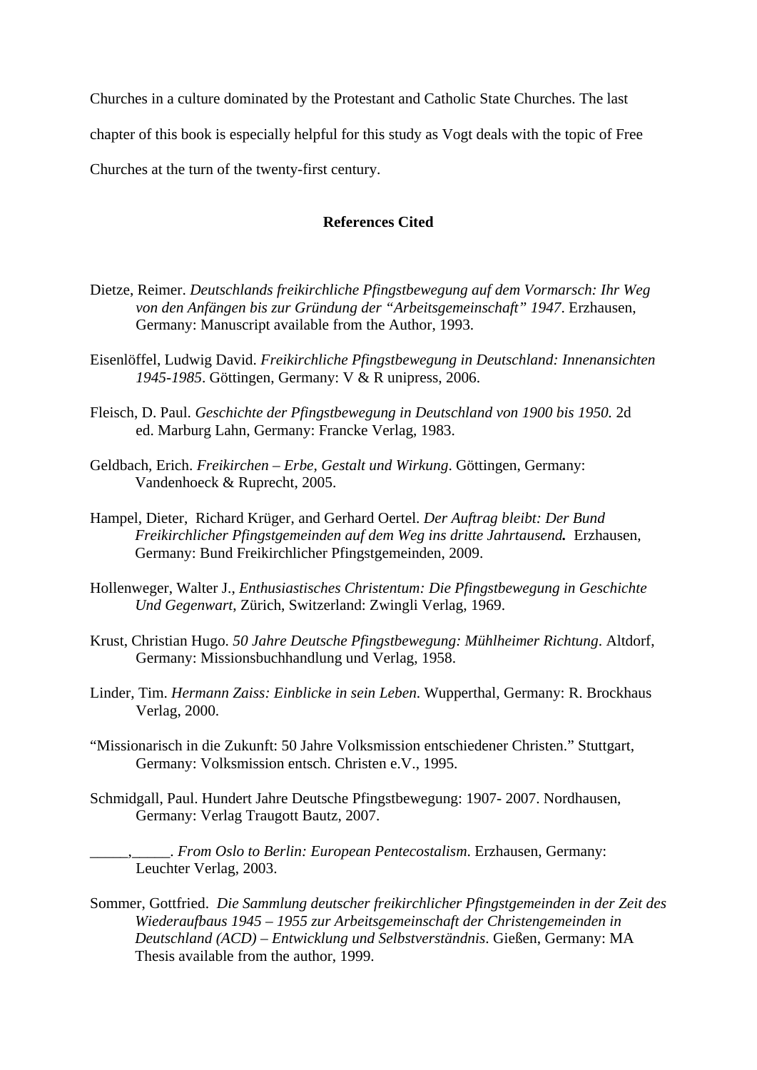Churches in a culture dominated by the Protestant and Catholic State Churches. The last chapter of this book is especially helpful for this study as Vogt deals with the topic of Free Churches at the turn of the twenty-first century.

**References Cited**

Dietze, Reimer. *Deutschlands freikirchliche Pfingstbewegung auf dem Vormarsch: Ihr Weg von den Anfängen bis zur Gründung der "Arbeitsgemeinschaft" 1947*. Erzhausen, Germany: Manuscript available from the Author, 1993.

Eisenlöffel, Ludwig David. *Freikirchliche Pfingstbewegung in Deutschland: Innenansichten 1945-1985*. Göttingen, Germany: V & R unipress, 2006.

Fleisch, D. Paul. *Geschichte der Pfingstbewegung in Deutschland von 1900 bis 1950.* 2d ed. Marburg Lahn, Germany: Francke Verlag, 1983.

Geldbach, Erich. *Freikirchen – Erbe, Gestalt und Wirkung*. Göttingen, Germany: Vandenhoeck & Ruprecht, 2005.

Hampel, Dieter, Richard Krüger, and Gerhard Oertel. *Der Auftrag bleibt: Der Bund Freikirchlicher Pfingstgemeinden auf dem Weg ins dritte Jahrtausend.* Erzhausen, Germany: Bund Freikirchlicher Pfingstgemeinden, 2009.

Hollenweger, Walter J., *Enthusiastisches Christentum: Die Pfingstbewegung in Geschichte Und Gegenwart*, Zürich, Switzerland: Zwingli Verlag, 1969.

Krust, Christian Hugo. *50 Jahre Deutsche Pfingstbewegung: Mühlheimer Richtung*. Altdorf, Germany: Missionsbuchhandlung und Verlag, 1958.

Linder, Tim. *Hermann Zaiss: Einblicke in sein Leben*. Wupperthal, Germany: R. Brockhaus Verlag, 2000.

"Missionarisch in die Zukunft: 50 Jahre Volksmission entschiedener Christen." Stuttgart, Germany: Volksmission entsch. Christen e.V., 1995.

Schmidgall, Paul. Hundert Jahre Deutsche Pfingstbewegung: 1907- 2007. Nordhausen, Germany: Verlag Traugott Bautz, 2007.

_____,_____. *From Oslo to Berlin: European Pentecostalism*. Erzhausen, Germany: Leuchter Verlag, 2003.

Sommer, Gottfried. *Die Sammlung deutscher freikirchlicher Pfingstgemeinden in der Zeit des Wiederaufbaus 1945 – 1955 zur Arbeitsgemeinschaft der Christengemeinden in Deutschland (ACD) – Entwicklung und Selbstverständnis*. Gießen, Germany: MA Thesis available from the author, 1999.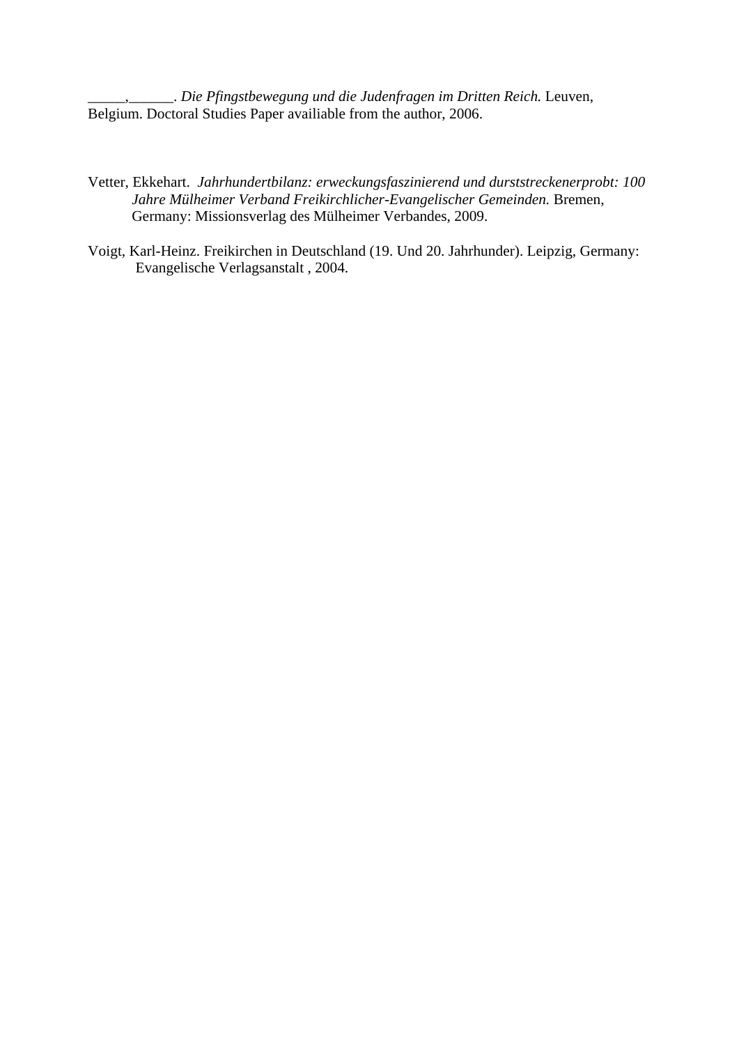_____,______. *Die Pfingstbewegung und die Judenfragen im Dritten Reich.* Leuven, Belgium. Doctoral Studies Paper availiable from the author, 2006.

Vetter, Ekkehart. *Jahrhundertbilanz: erweckungsfaszinierend und durststreckenerprobt: 100 Jahre Mülheimer Verband Freikirchlicher-Evangelischer Gemeinden.* Bremen, Germany: Missionsverlag des Mülheimer Verbandes, 2009.

Voigt, Karl-Heinz. Freikirchen in Deutschland (19. Und 20. Jahrhunder). Leipzig, Germany: Evangelische Verlagsanstalt , 2004.